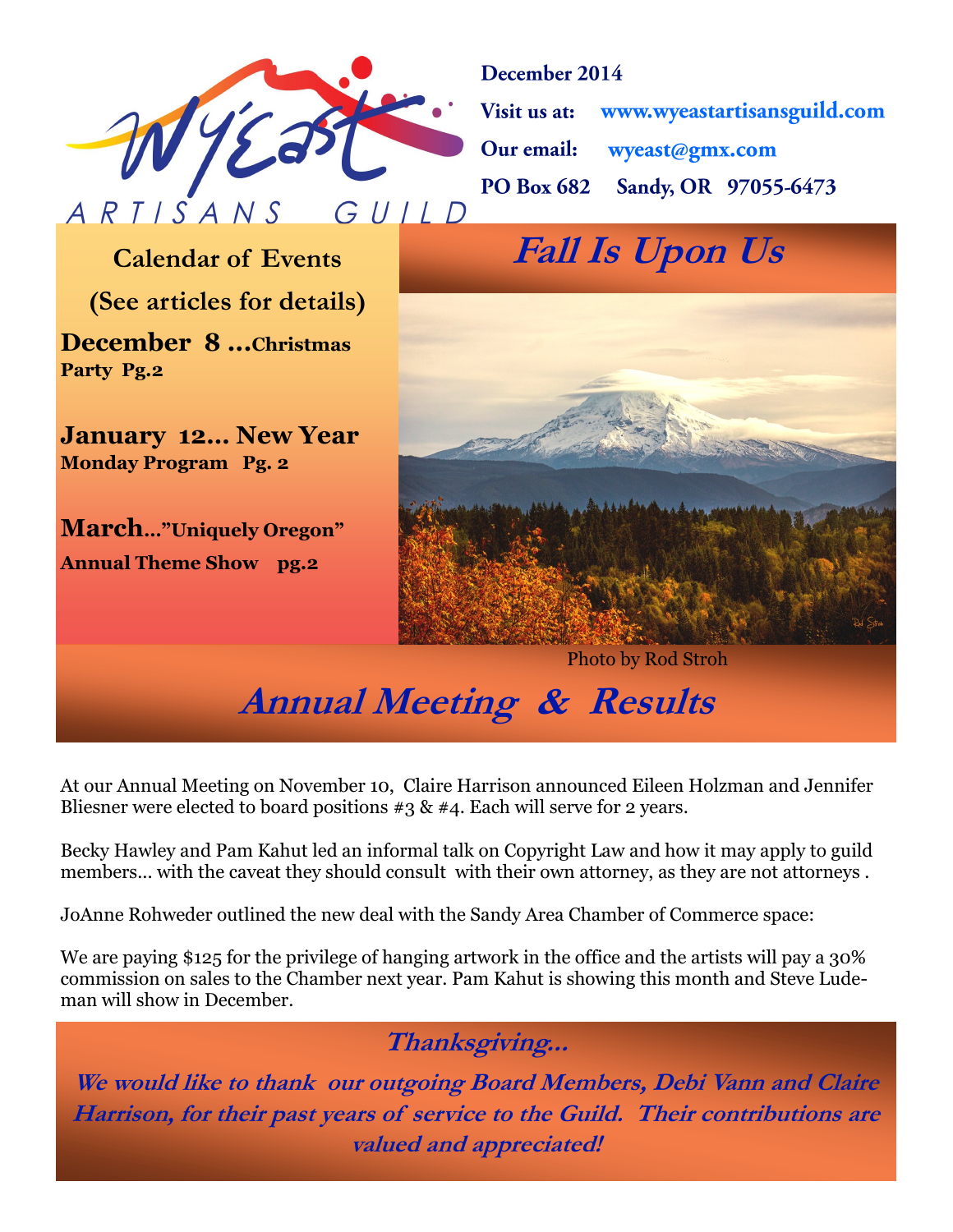# WyEast Artisans Guild

**December 2014**

**Visit us at:** www.wyeastartisansguild.com

**Our email:** wyeast@gmx.com

**PO Box 682 Sandy, OR 97055-6473**

## Calendar of Events

**(See articles for details)**

**December 8 …Christmas Party Pg.2**

**January 12… New Year Monday Program Pg. 2**

**March…"Uniquely Oregon" Annual Theme Show pg.2**

## *Fall Is Upon Us*

Photo by Rod Stroh

## *Annual Meeting & Results*

At our Annual Meeting on November 10, Claire Harrison announced Eileen Holzman and Jennifer Bliesner were elected to board positions #3 & #4. Each will serve for 2 years.

Becky Hawley and Pam Kahut led an informal talk on Copyright Law and how it may apply to guild members… with the caveat they should consult with their own attorney, as they are not attorneys .

JoAnne Rohweder outlined the new deal with the Sandy Area Chamber of Commerce space:

We are paying $125 for the privilege of hanging artwork in the office and the artists will pay a 30% commission on sales to the Chamber next year. Pam Kahut is showing this month and Steve Ludeman will show in December.

### *Thanksgiving…*

***We would like to thank our outgoing Board Members, Debi Vann and Claire Harrison, for their past years of service to the Guild. Their contributions are valued and appreciated!***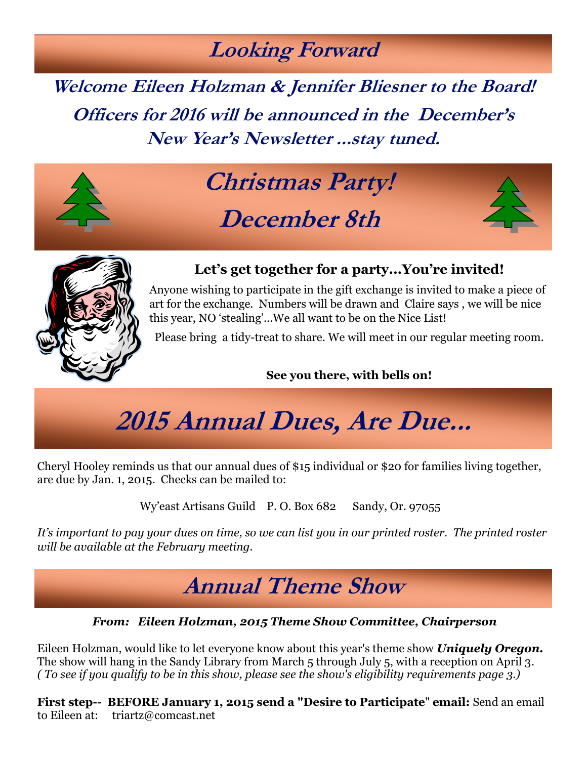# Looking Forward

**Welcome Eileen Holzman & Jennifer Bliesner to the Board!**

**Officers for 2016 will be announced in the December's New Year's Newsletter ...stay tuned.**

# Christmas Party!
# December 8th

**Let's get together for a party...You're invited!**

Anyone wishing to participate in the gift exchange is invited to make a piece of art for the exchange. Numbers will be drawn and Claire says , we will be nice this year, NO 'stealing'...We all want to be on the Nice List!

Please bring a tidy-treat to share. We will meet in our regular meeting room.

**See you there, with bells on!**

# 2015 Annual Dues, Are Due...

Cheryl Hooley reminds us that our annual dues of $15 individual or $20 for families living together, are due by Jan. 1, 2015. Checks can be mailed to:

Wy'east Artisans Guild P. O. Box 682 Sandy, Or. 97055

*It's important to pay your dues on time, so we can list you in our printed roster. The printed roster will be available at the February meeting.*

# Annual Theme Show

***From: Eileen Holzman, 2015 Theme Show Committee, Chairperson***

Eileen Holzman, would like to let everyone know about this year's theme show ***Uniquely Oregon.*** The show will hang in the Sandy Library from March 5 through July 5, with a reception on April 3. *( To see if you qualify to be in this show, please see the show's eligibility requirements page 3.)*

**First step-- BEFORE January 1, 2015 send a "Desire to Participate" email:** Send an email to Eileen at: triartz@comcast.net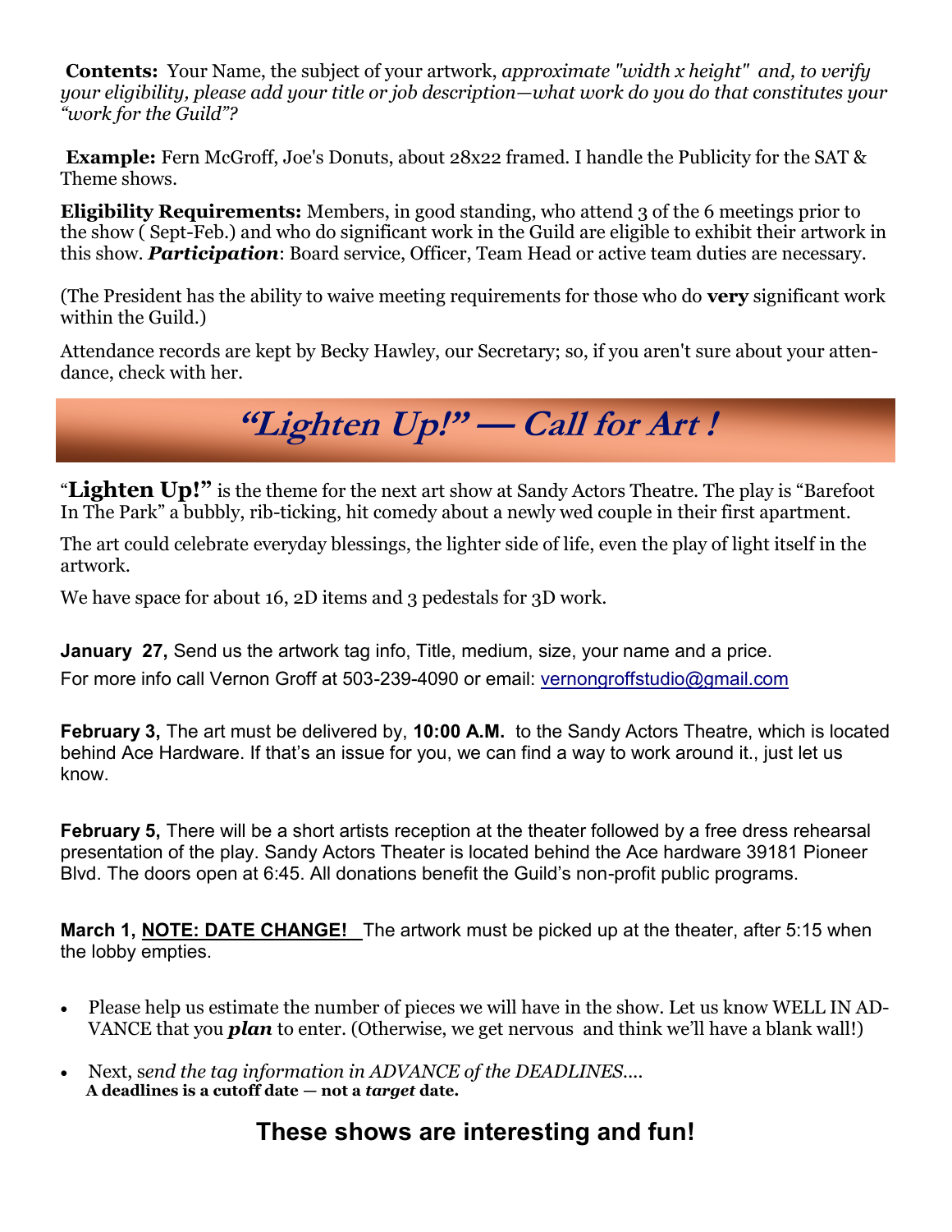**Contents:** Your Name, the subject of your artwork, *approximate "width x height" and, to verify your eligibility, please add your title or job description—what work do you do that constitutes your "work for the Guild"?*

**Example:** Fern McGroff, Joe's Donuts, about 28x22 framed. I handle the Publicity for the SAT & Theme shows.

**Eligibility Requirements:** Members, in good standing, who attend 3 of the 6 meetings prior to the show ( Sept-Feb.) and who do significant work in the Guild are eligible to exhibit their artwork in this show. ***Participation***: Board service, Officer, Team Head or active team duties are necessary.

(The President has the ability to waive meeting requirements for those who do **very** significant work within the Guild.)

Attendance records are kept by Becky Hawley, our Secretary; so, if you aren't sure about your attendance, check with her.

## *"Lighten Up!" — Call for Art !*

"**Lighten Up!"** is the theme for the next art show at Sandy Actors Theatre. The play is "Barefoot In The Park" a bubbly, rib-ticking, hit comedy about a newly wed couple in their first apartment.

The art could celebrate everyday blessings, the lighter side of life, even the play of light itself in the artwork.

We have space for about 16, 2D items and 3 pedestals for 3D work.

**January 27,** Send us the artwork tag info, Title, medium, size, your name and a price.
For more info call Vernon Groff at 503-239-4090 or email: vernongroffstudio@gmail.com

**February 3,** The art must be delivered by, **10:00 A.M.** to the Sandy Actors Theatre, which is located behind Ace Hardware. If that's an issue for you, we can find a way to work around it., just let us know.

**February 5,** There will be a short artists reception at the theater followed by a free dress rehearsal presentation of the play. Sandy Actors Theater is located behind the Ace hardware 39181 Pioneer Blvd. The doors open at 6:45. All donations benefit the Guild's non-profit public programs.

**March 1, NOTE: DATE CHANGE!** The artwork must be picked up at the theater, after 5:15 when the lobby empties.

- Please help us estimate the number of pieces we will have in the show. Let us know WELL IN ADVANCE that you ***plan*** to enter. (Otherwise, we get nervous and think we'll have a blank wall!)
- Next, s*end the tag information in ADVANCE of the DEADLINES....*
  **A deadlines is a cutoff date — not a *target* date.**

## These shows are interesting and fun!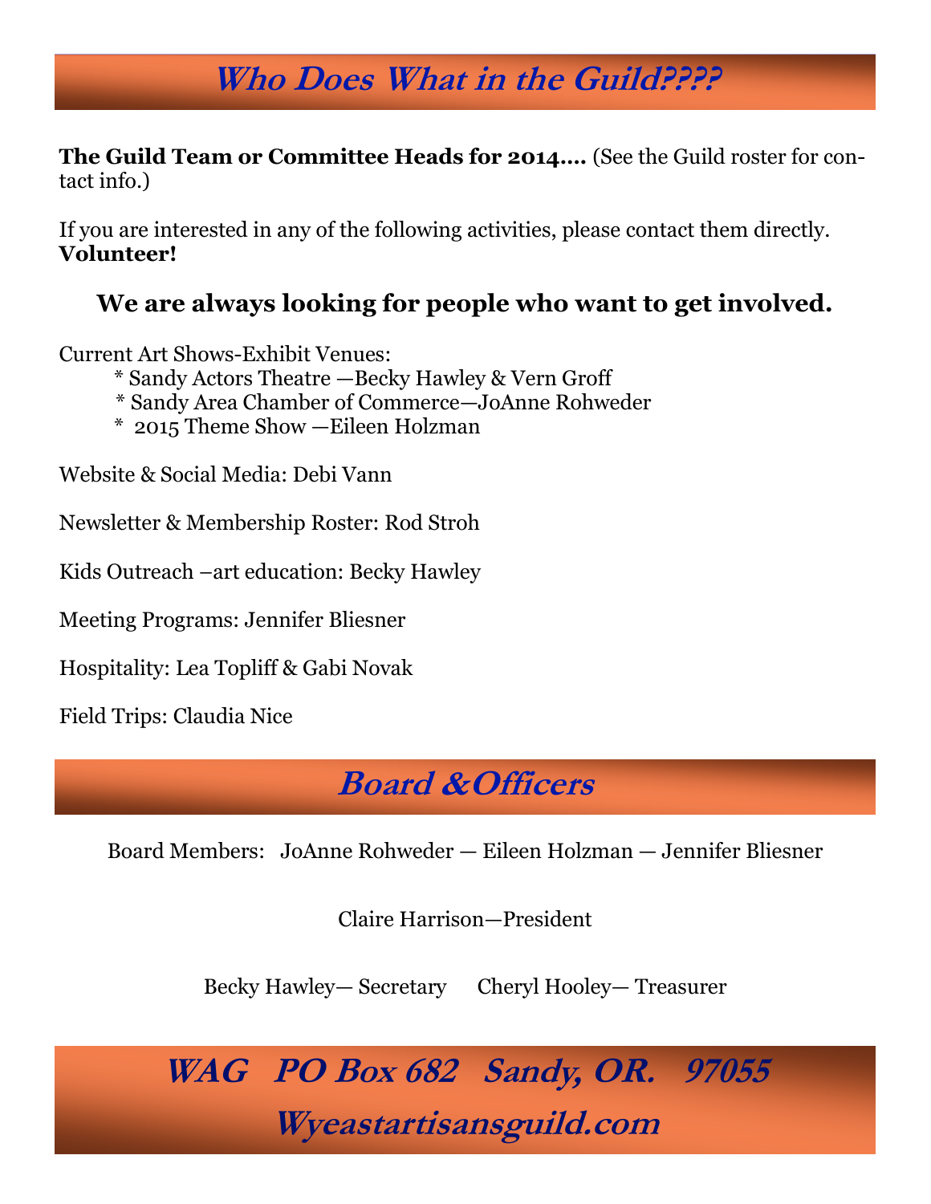## *Who Does What in the Guild????*

**The Guild Team or Committee Heads for 2014….** (See the Guild roster for contact info.)

If you are interested in any of the following activities, please contact them directly. **Volunteer!**

### We are always looking for people who want to get involved.

Current Art Shows-Exhibit Venues:

- Sandy Actors Theatre —Becky Hawley & Vern Groff
- Sandy Area Chamber of Commerce—JoAnne Rohweder
- 2015 Theme Show —Eileen Holzman

Website & Social Media: Debi Vann

Newsletter & Membership Roster: Rod Stroh

Kids Outreach –art education: Becky Hawley

Meeting Programs: Jennifer Bliesner

Hospitality: Lea Topliff & Gabi Novak

Field Trips: Claudia Nice

## *Board &Officers*

Board Members: JoAnne Rohweder — Eileen Holzman — Jennifer Bliesner

Claire Harrison—President

Becky Hawley— Secretary Cheryl Hooley— Treasurer

## *WAG PO Box 682 Sandy, OR. 97055*

## *Wyeastartisansguild.com*